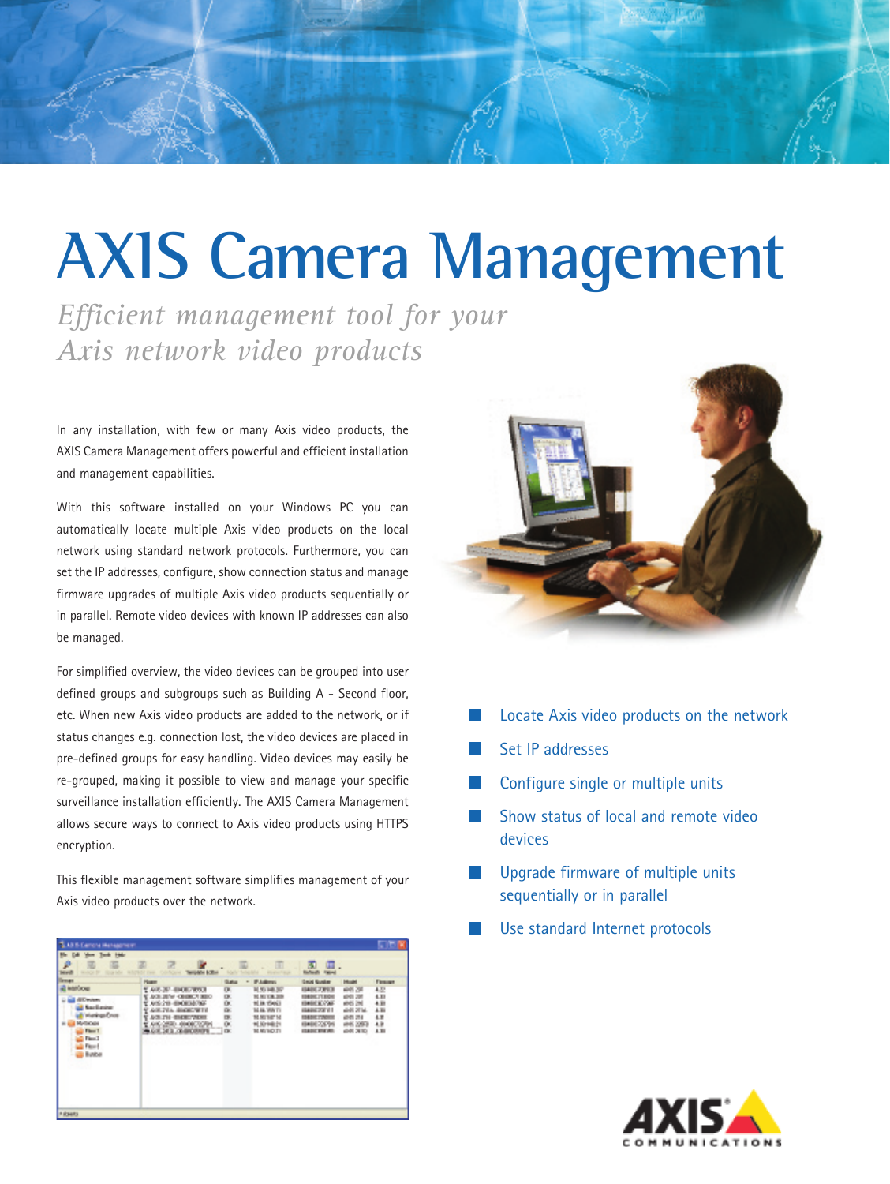# AXIS Camera Management

*Efficient management tool for your Axis network video products*

In any installation, with few or many Axis video products, the AXIS Camera Management offers powerful and efficient installation and management capabilities.

With this software installed on your Windows PC you can automatically locate multiple Axis video products on the local network using standard network protocols. Furthermore, you can set the IP addresses, configure, show connection status and manage firmware upgrades of multiple Axis video products sequentially or in parallel. Remote video devices with known IP addresses can also be managed.

For simplified overview, the video devices can be grouped into user defined groups and subgroups such as Building A - Second floor, etc. When new Axis video products are added to the network, or if status changes e.g. connection lost, the video devices are placed in pre-defined groups for easy handling. Video devices may easily be re-grouped, making it possible to view and manage your specific surveillance installation efficiently. The AXIS Camera Management allows secure ways to connect to Axis video products using HTTPS encryption.

This flexible management software simplifies management of your Axis video products over the network.

- Locate Axis video products on the network
- Set IP addresses
- Configure single or multiple units
- Show status of local and remote video devices
- Upgrade firmware of multiple units sequentially or in parallel
- Use standard Internet protocols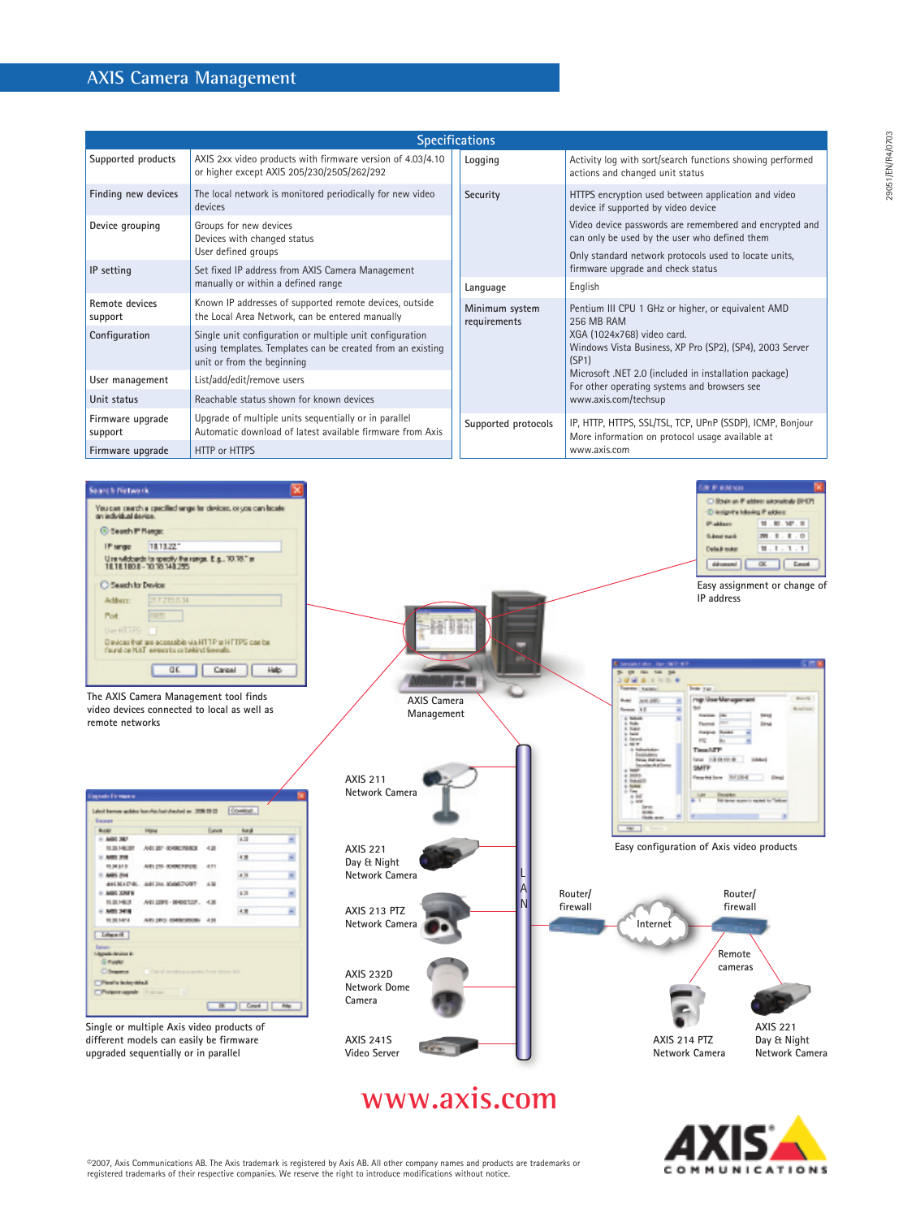# AXIS Camera Management

## Specifications

| | |
|---|---|
| Supported products | AXIS 2xx video products with firmware version of 4.03/4.10 or higher except AXIS 205/230/250S/262/292 |
| Finding new devices | The local network is monitored periodically for new video devices |
| Device grouping | Groups for new devices<br>Devices with changed status<br>User defined groups |
| IP setting | Set fixed IP address from AXIS Camera Management manually or within a defined range |
| Remote devices support | Known IP addresses of supported remote devices, outside the Local Area Network, can be entered manually |
| Configuration | Single unit configuration or multiple unit configuration using templates. Templates can be created from an existing unit or from the beginning |
| User management | List/add/edit/remove users |
| Unit status | Reachable status shown for known devices |
| Firmware upgrade support | Upgrade of multiple units sequentially or in parallel<br>Automatic download of latest available firmware from Axis |
| Firmware upgrade | HTTP or HTTPS |
| Logging | Activity log with sort/search functions showing performed actions and changed unit status |
| Security | HTTPS encryption used between application and video device if supported by video device<br>Video device passwords are remembered and encrypted and can only be used by the user who defined them<br>Only standard network protocols used to locate units, firmware upgrade and check status |
| Language | English |
| Minimum system requirements | Pentium III CPU 1 GHz or higher, or equivalent AMD<br>256 MB RAM<br>XGA (1024x768) video card.<br>Windows Vista Business, XP Pro (SP2), (SP4), 2003 Server (SP1)<br>Microsoft .NET 2.0 (included in installation package)<br>For other operating systems and browsers see www.axis.com/techsup |
| Supported protocols | IP, HTTP, HTTPS, SSL/TSL, TCP, UPnP (SSDP), ICMP, Bonjour<br>More information on protocol usage available at www.axis.com |

The AXIS Camera Management tool finds video devices connected to local as well as remote networks

AXIS Camera Management

Easy assignment or change of IP address

Easy configuration of Axis video products

Single or multiple Axis video products of different models can easily be firmware upgraded sequentially or in parallel

AXIS 211 Network Camera

AXIS 221 Day & Night Network Camera

AXIS 213 PTZ Network Camera

AXIS 232D Network Dome Camera

AXIS 241S Video Server

LAN

Router/ firewall

Internet

Router/ firewall

Remote cameras

AXIS 214 PTZ Network Camera

AXIS 221 Day & Night Network Camera

www.axis.com

©2007, Axis Communications AB. The Axis trademark is registered by Axis AB. All other company names and products are trademarks or registered trademarks of their respective companies. We reserve the right to introduce modifications without notice.

29051/EN/R4/0703